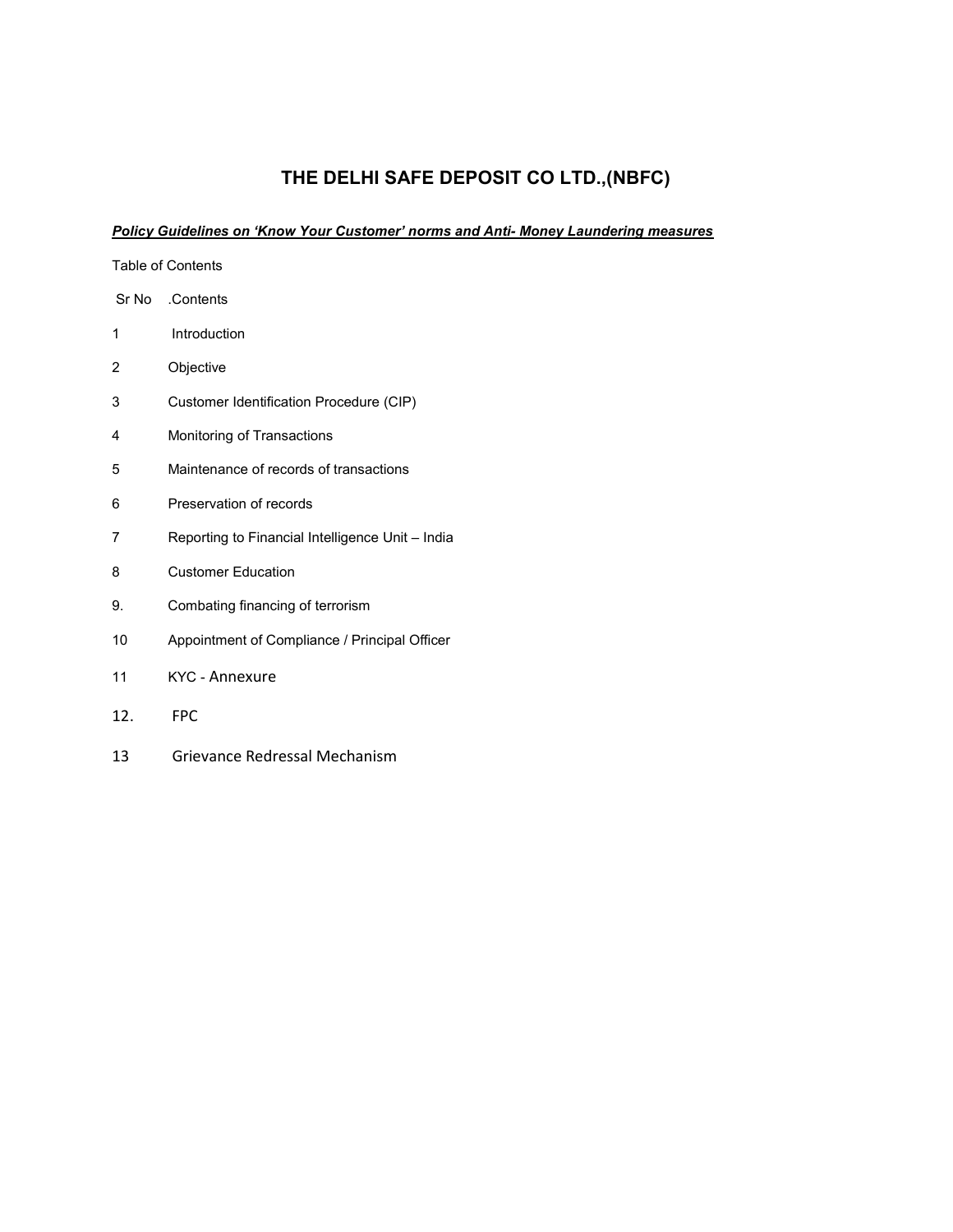# THE DELHI SAFE DEPOSIT CO LTD.,(NBFC)

***Policy Guidelines on 'Know Your Customer' norms and Anti- Money Laundering measures***

Table of Contents

| Sr No | .Contents |
|---|---|
| 1 | Introduction |
| 2 | Objective |
| 3 | Customer Identification Procedure (CIP) |
| 4 | Monitoring of Transactions |
| 5 | Maintenance of records of transactions |
| 6 | Preservation of records |
| 7 | Reporting to Financial Intelligence Unit – India |
| 8 | Customer Education |
| 9. | Combating financing of terrorism |
| 10 | Appointment of Compliance / Principal Officer |
| 11 | KYC - Annexure |
| 12. | FPC |
| 13 | Grievance Redressal Mechanism |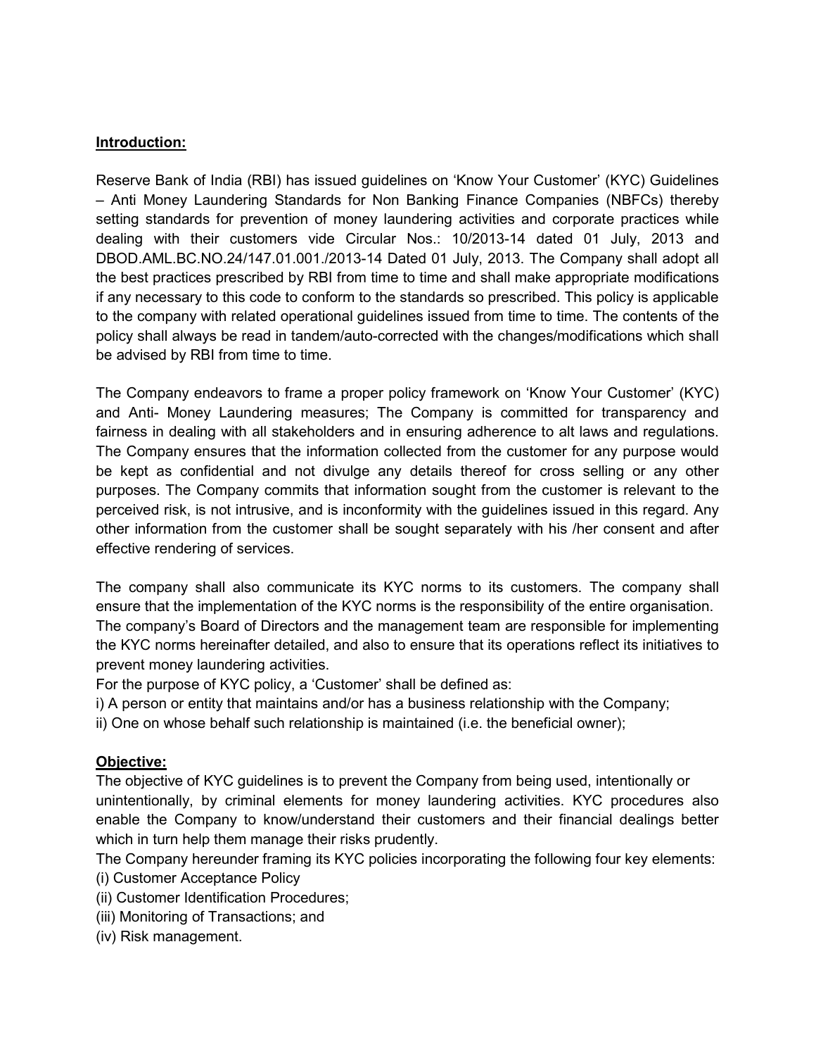**Introduction:**

Reserve Bank of India (RBI) has issued guidelines on 'Know Your Customer' (KYC) Guidelines – Anti Money Laundering Standards for Non Banking Finance Companies (NBFCs) thereby setting standards for prevention of money laundering activities and corporate practices while dealing with their customers vide Circular Nos.: 10/2013-14 dated 01 July, 2013 and DBOD.AML.BC.NO.24/147.01.001./2013-14 Dated 01 July, 2013. The Company shall adopt all the best practices prescribed by RBI from time to time and shall make appropriate modifications if any necessary to this code to conform to the standards so prescribed. This policy is applicable to the company with related operational guidelines issued from time to time. The contents of the policy shall always be read in tandem/auto-corrected with the changes/modifications which shall be advised by RBI from time to time.

The Company endeavors to frame a proper policy framework on 'Know Your Customer' (KYC) and Anti- Money Laundering measures; The Company is committed for transparency and fairness in dealing with all stakeholders and in ensuring adherence to alt laws and regulations. The Company ensures that the information collected from the customer for any purpose would be kept as confidential and not divulge any details thereof for cross selling or any other purposes. The Company commits that information sought from the customer is relevant to the perceived risk, is not intrusive, and is inconformity with the guidelines issued in this regard. Any other information from the customer shall be sought separately with his /her consent and after effective rendering of services.

The company shall also communicate its KYC norms to its customers. The company shall ensure that the implementation of the KYC norms is the responsibility of the entire organisation. The company's Board of Directors and the management team are responsible for implementing the KYC norms hereinafter detailed, and also to ensure that its operations reflect its initiatives to prevent money laundering activities.

For the purpose of KYC policy, a 'Customer' shall be defined as:

i) A person or entity that maintains and/or has a business relationship with the Company;

ii) One on whose behalf such relationship is maintained (i.e. the beneficial owner);

**Objective:**

The objective of KYC guidelines is to prevent the Company from being used, intentionally or unintentionally, by criminal elements for money laundering activities. KYC procedures also enable the Company to know/understand their customers and their financial dealings better which in turn help them manage their risks prudently.

The Company hereunder framing its KYC policies incorporating the following four key elements:

(i) Customer Acceptance Policy

(ii) Customer Identification Procedures;

(iii) Monitoring of Transactions; and

(iv) Risk management.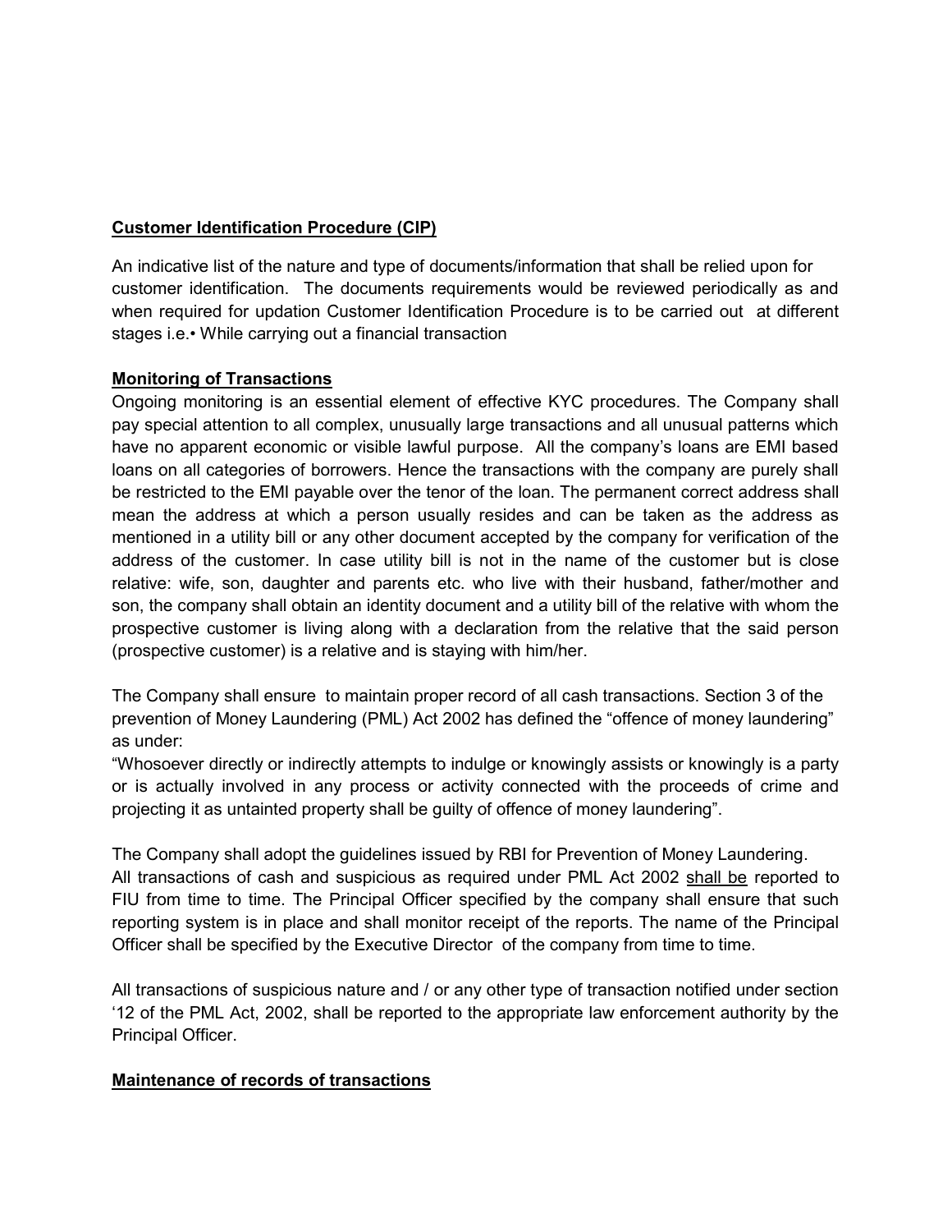**Customer Identification Procedure (CIP)**

An indicative list of the nature and type of documents/information that shall be relied upon for customer identification. The documents requirements would be reviewed periodically as and when required for updation Customer Identification Procedure is to be carried out at different stages i.e.• While carrying out a financial transaction

**Monitoring of Transactions**

Ongoing monitoring is an essential element of effective KYC procedures. The Company shall pay special attention to all complex, unusually large transactions and all unusual patterns which have no apparent economic or visible lawful purpose. All the company's loans are EMI based loans on all categories of borrowers. Hence the transactions with the company are purely shall be restricted to the EMI payable over the tenor of the loan. The permanent correct address shall mean the address at which a person usually resides and can be taken as the address as mentioned in a utility bill or any other document accepted by the company for verification of the address of the customer. In case utility bill is not in the name of the customer but is close relative: wife, son, daughter and parents etc. who live with their husband, father/mother and son, the company shall obtain an identity document and a utility bill of the relative with whom the prospective customer is living along with a declaration from the relative that the said person (prospective customer) is a relative and is staying with him/her.

The Company shall ensure to maintain proper record of all cash transactions. Section 3 of the prevention of Money Laundering (PML) Act 2002 has defined the "offence of money laundering" as under:

"Whosoever directly or indirectly attempts to indulge or knowingly assists or knowingly is a party or is actually involved in any process or activity connected with the proceeds of crime and projecting it as untainted property shall be guilty of offence of money laundering".

The Company shall adopt the guidelines issued by RBI for Prevention of Money Laundering. All transactions of cash and suspicious as required under PML Act 2002 shall be reported to FIU from time to time. The Principal Officer specified by the company shall ensure that such reporting system is in place and shall monitor receipt of the reports. The name of the Principal Officer shall be specified by the Executive Director of the company from time to time.

All transactions of suspicious nature and / or any other type of transaction notified under section '12 of the PML Act, 2002, shall be reported to the appropriate law enforcement authority by the Principal Officer.

**Maintenance of records of transactions**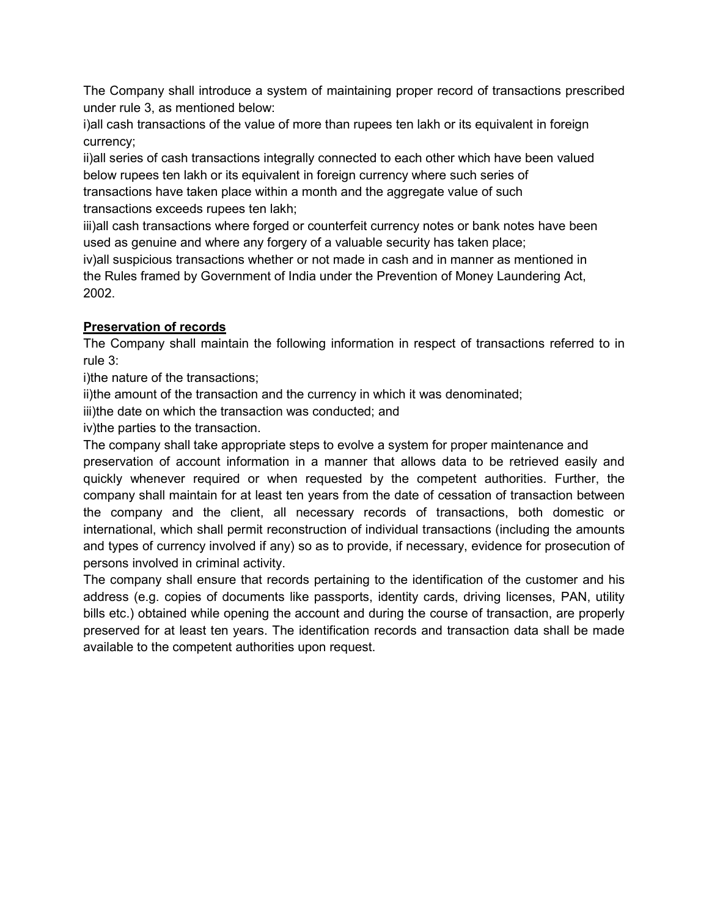The Company shall introduce a system of maintaining proper record of transactions prescribed under rule 3, as mentioned below:

i)all cash transactions of the value of more than rupees ten lakh or its equivalent in foreign currency;

ii)all series of cash transactions integrally connected to each other which have been valued below rupees ten lakh or its equivalent in foreign currency where such series of transactions have taken place within a month and the aggregate value of such transactions exceeds rupees ten lakh;

iii)all cash transactions where forged or counterfeit currency notes or bank notes have been used as genuine and where any forgery of a valuable security has taken place;

iv)all suspicious transactions whether or not made in cash and in manner as mentioned in the Rules framed by Government of India under the Prevention of Money Laundering Act, 2002.

**Preservation of records**

The Company shall maintain the following information in respect of transactions referred to in rule 3:

i)the nature of the transactions;

ii)the amount of the transaction and the currency in which it was denominated;

iii)the date on which the transaction was conducted; and

iv)the parties to the transaction.

The company shall take appropriate steps to evolve a system for proper maintenance and preservation of account information in a manner that allows data to be retrieved easily and quickly whenever required or when requested by the competent authorities. Further, the company shall maintain for at least ten years from the date of cessation of transaction between the company and the client, all necessary records of transactions, both domestic or international, which shall permit reconstruction of individual transactions (including the amounts and types of currency involved if any) so as to provide, if necessary, evidence for prosecution of persons involved in criminal activity.

The company shall ensure that records pertaining to the identification of the customer and his address (e.g. copies of documents like passports, identity cards, driving licenses, PAN, utility bills etc.) obtained while opening the account and during the course of transaction, are properly preserved for at least ten years. The identification records and transaction data shall be made available to the competent authorities upon request.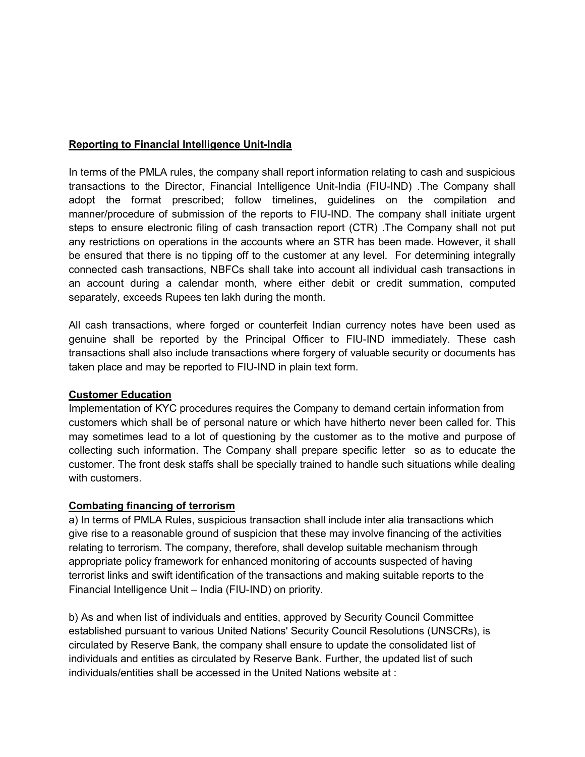**Reporting to Financial Intelligence Unit-India**

In terms of the PMLA rules, the company shall report information relating to cash and suspicious transactions to the Director, Financial Intelligence Unit-India (FIU-IND) .The Company shall adopt the format prescribed; follow timelines, guidelines on the compilation and manner/procedure of submission of the reports to FIU-IND. The company shall initiate urgent steps to ensure electronic filing of cash transaction report (CTR) .The Company shall not put any restrictions on operations in the accounts where an STR has been made. However, it shall be ensured that there is no tipping off to the customer at any level. For determining integrally connected cash transactions, NBFCs shall take into account all individual cash transactions in an account during a calendar month, where either debit or credit summation, computed separately, exceeds Rupees ten lakh during the month.

All cash transactions, where forged or counterfeit Indian currency notes have been used as genuine shall be reported by the Principal Officer to FIU-IND immediately. These cash transactions shall also include transactions where forgery of valuable security or documents has taken place and may be reported to FIU-IND in plain text form.

**Customer Education**

Implementation of KYC procedures requires the Company to demand certain information from customers which shall be of personal nature or which have hitherto never been called for. This may sometimes lead to a lot of questioning by the customer as to the motive and purpose of collecting such information. The Company shall prepare specific letter so as to educate the customer. The front desk staffs shall be specially trained to handle such situations while dealing with customers.

**Combating financing of terrorism**

a) In terms of PMLA Rules, suspicious transaction shall include inter alia transactions which give rise to a reasonable ground of suspicion that these may involve financing of the activities relating to terrorism. The company, therefore, shall develop suitable mechanism through appropriate policy framework for enhanced monitoring of accounts suspected of having terrorist links and swift identification of the transactions and making suitable reports to the Financial Intelligence Unit – India (FIU-IND) on priority.

b) As and when list of individuals and entities, approved by Security Council Committee established pursuant to various United Nations' Security Council Resolutions (UNSCRs), is circulated by Reserve Bank, the company shall ensure to update the consolidated list of individuals and entities as circulated by Reserve Bank. Further, the updated list of such individuals/entities shall be accessed in the United Nations website at :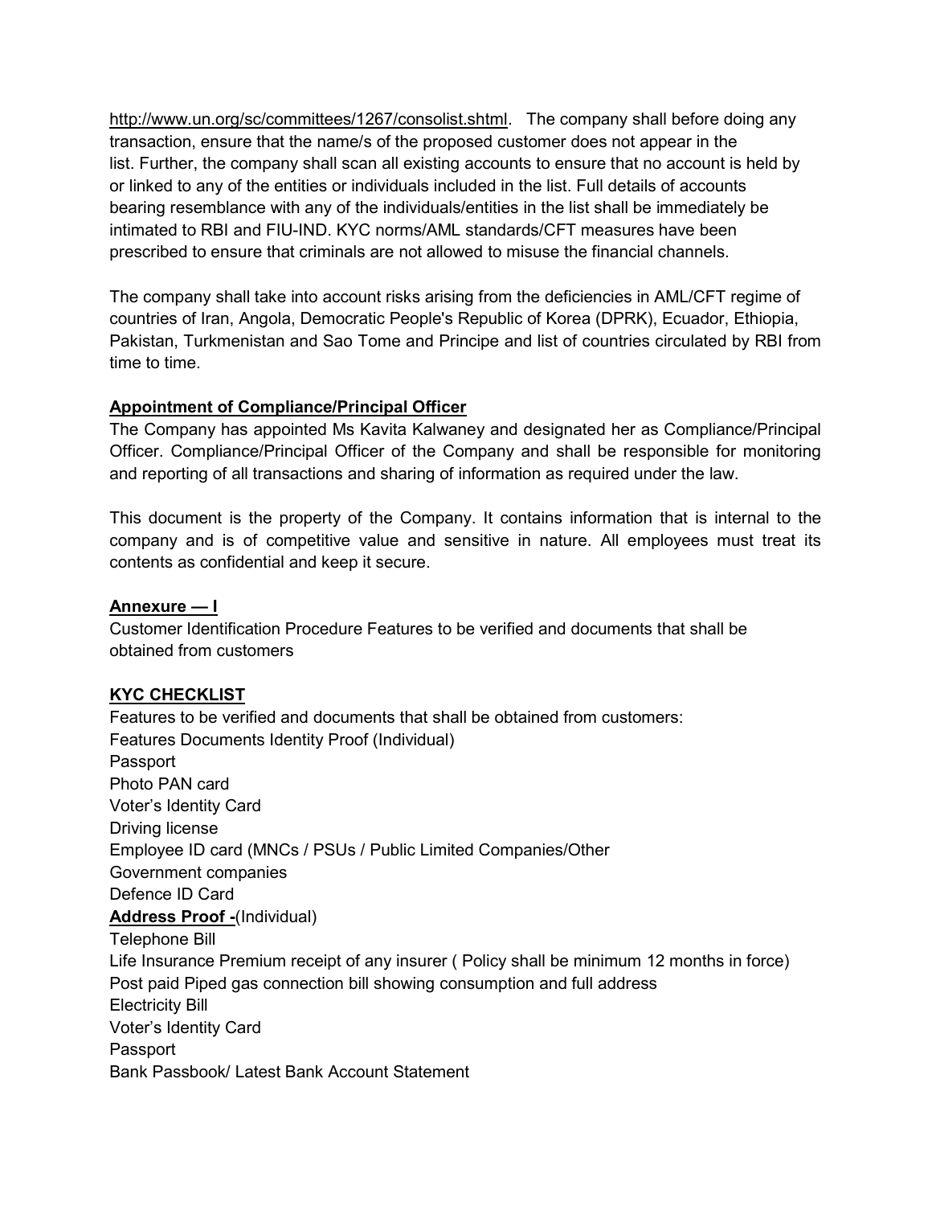http://www.un.org/sc/committees/1267/consolist.shtml. The company shall before doing any transaction, ensure that the name/s of the proposed customer does not appear in the list. Further, the company shall scan all existing accounts to ensure that no account is held by or linked to any of the entities or individuals included in the list. Full details of accounts bearing resemblance with any of the individuals/entities in the list shall be immediately be intimated to RBI and FIU-IND. KYC norms/AML standards/CFT measures have been prescribed to ensure that criminals are not allowed to misuse the financial channels.

The company shall take into account risks arising from the deficiencies in AML/CFT regime of countries of Iran, Angola, Democratic People's Republic of Korea (DPRK), Ecuador, Ethiopia, Pakistan, Turkmenistan and Sao Tome and Principe and list of countries circulated by RBI from time to time.

**Appointment of Compliance/Principal Officer**

The Company has appointed Ms Kavita Kalwaney and designated her as Compliance/Principal Officer. Compliance/Principal Officer of the Company and shall be responsible for monitoring and reporting of all transactions and sharing of information as required under the law.

This document is the property of the Company. It contains information that is internal to the company and is of competitive value and sensitive in nature. All employees must treat its contents as confidential and keep it secure.

**Annexure — I**

Customer Identification Procedure Features to be verified and documents that shall be obtained from customers

**KYC CHECKLIST**

Features to be verified and documents that shall be obtained from customers:
Features Documents Identity Proof (Individual)
Passport
Photo PAN card
Voter's Identity Card
Driving license
Employee ID card (MNCs / PSUs / Public Limited Companies/Other
Government companies
Defence ID Card

**Address Proof -**(Individual)
Telephone Bill
Life Insurance Premium receipt of any insurer ( Policy shall be minimum 12 months in force)
Post paid Piped gas connection bill showing consumption and full address
Electricity Bill
Voter's Identity Card
Passport
Bank Passbook/ Latest Bank Account Statement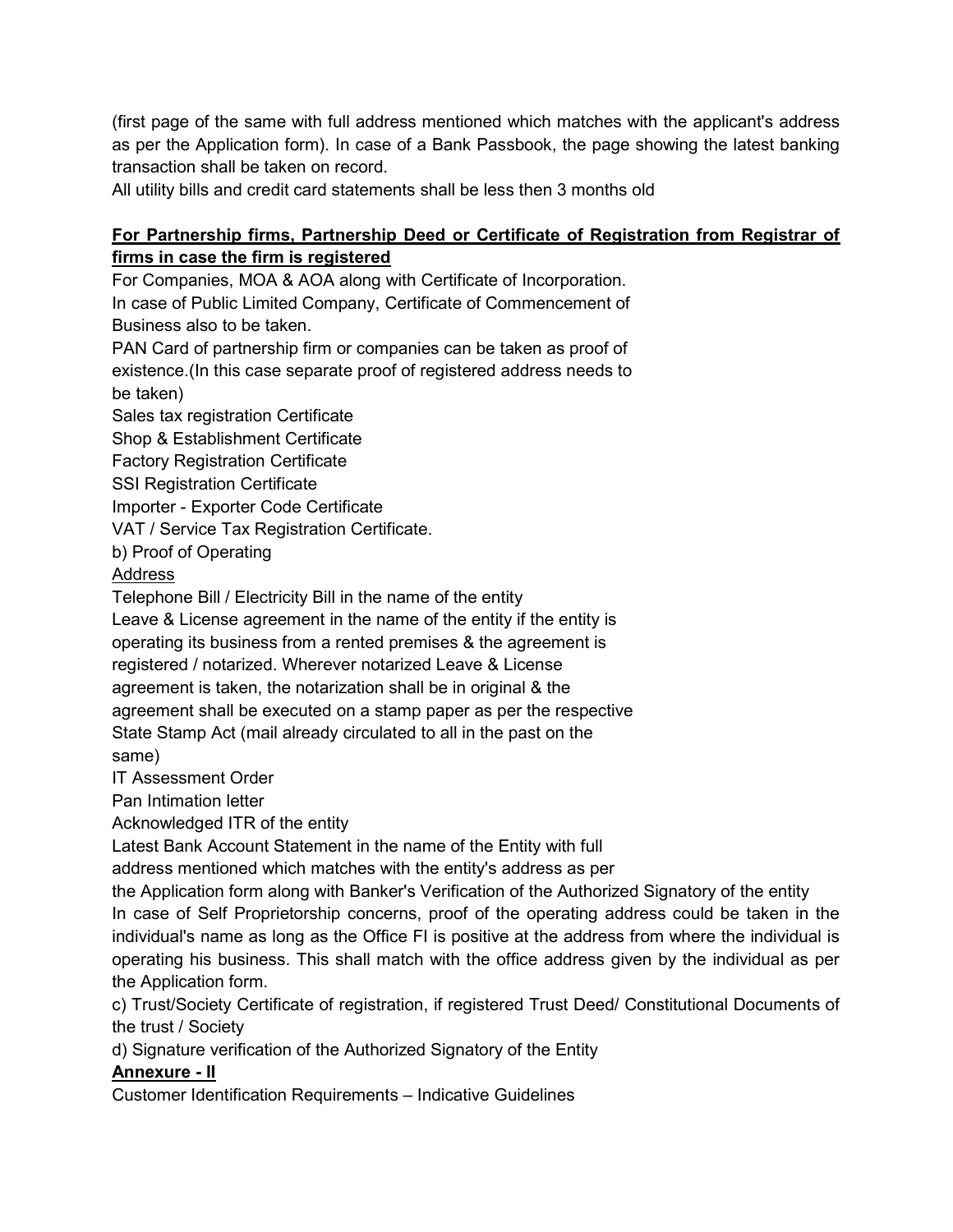(first page of the same with full address mentioned which matches with the applicant's address as per the Application form). In case of a Bank Passbook, the page showing the latest banking transaction shall be taken on record.

All utility bills and credit card statements shall be less then 3 months old

**For Partnership firms, Partnership Deed or Certificate of Registration from Registrar of firms in case the firm is registered**

For Companies, MOA & AOA along with Certificate of Incorporation.

In case of Public Limited Company, Certificate of Commencement of Business also to be taken.

PAN Card of partnership firm or companies can be taken as proof of existence.(In this case separate proof of registered address needs to be taken)

Sales tax registration Certificate

Shop & Establishment Certificate

Factory Registration Certificate

SSI Registration Certificate

Importer - Exporter Code Certificate

VAT / Service Tax Registration Certificate.

b) Proof of Operating

Address

Telephone Bill / Electricity Bill in the name of the entity

Leave & License agreement in the name of the entity if the entity is operating its business from a rented premises & the agreement is registered / notarized. Wherever notarized Leave & License agreement is taken, the notarization shall be in original & the agreement shall be executed on a stamp paper as per the respective State Stamp Act (mail already circulated to all in the past on the same)

IT Assessment Order

Pan Intimation letter

Acknowledged ITR of the entity

Latest Bank Account Statement in the name of the Entity with full address mentioned which matches with the entity's address as per the Application form along with Banker's Verification of the Authorized Signatory of the entity

In case of Self Proprietorship concerns, proof of the operating address could be taken in the individual's name as long as the Office FI is positive at the address from where the individual is operating his business. This shall match with the office address given by the individual as per the Application form.

c) Trust/Society Certificate of registration, if registered Trust Deed/ Constitutional Documents of the trust / Society

d) Signature verification of the Authorized Signatory of the Entity

**Annexure - II**

Customer Identification Requirements – Indicative Guidelines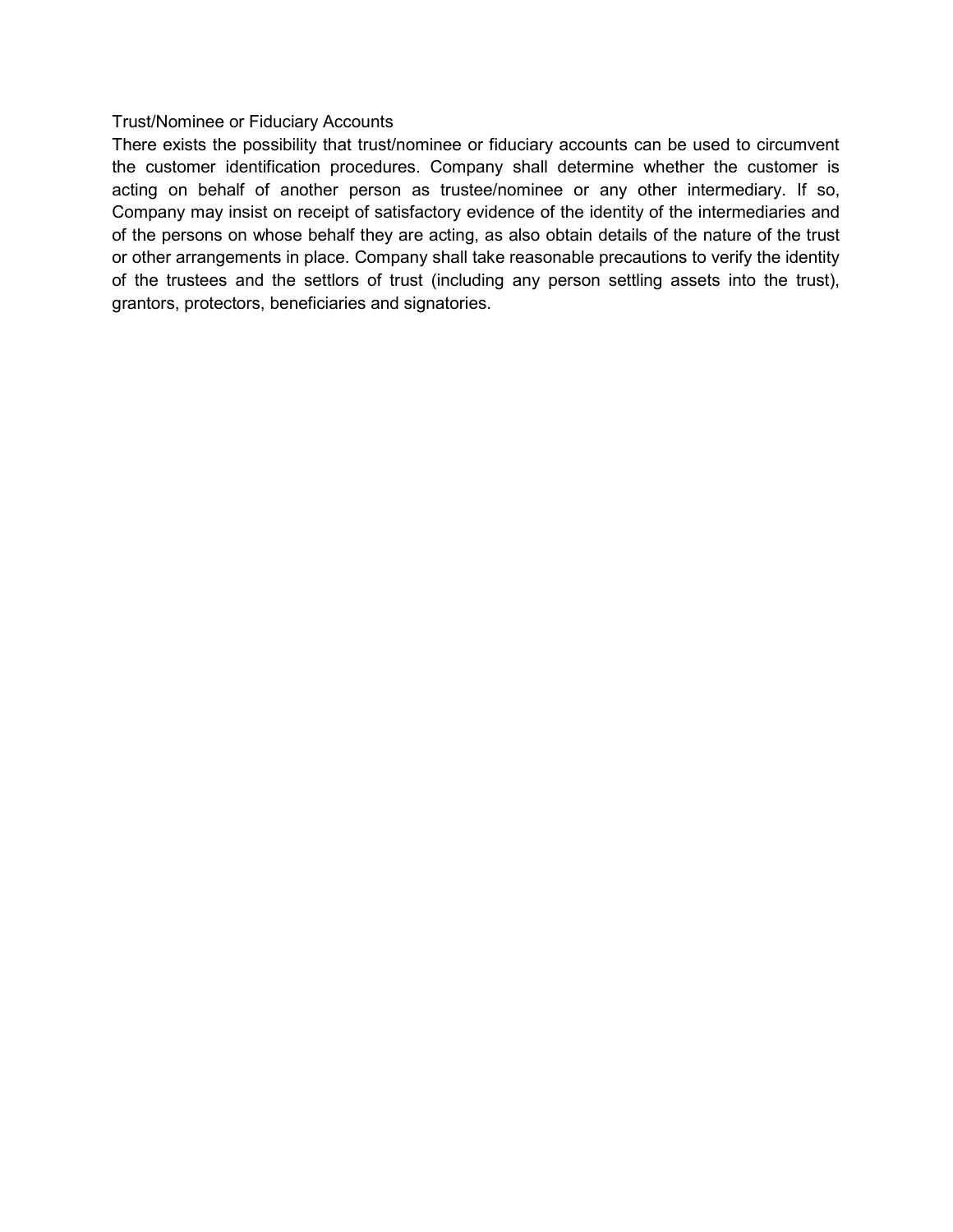## Trust/Nominee or Fiduciary Accounts

There exists the possibility that trust/nominee or fiduciary accounts can be used to circumvent the customer identification procedures. Company shall determine whether the customer is acting on behalf of another person as trustee/nominee or any other intermediary. If so, Company may insist on receipt of satisfactory evidence of the identity of the intermediaries and of the persons on whose behalf they are acting, as also obtain details of the nature of the trust or other arrangements in place. Company shall take reasonable precautions to verify the identity of the trustees and the settlors of trust (including any person settling assets into the trust), grantors, protectors, beneficiaries and signatories.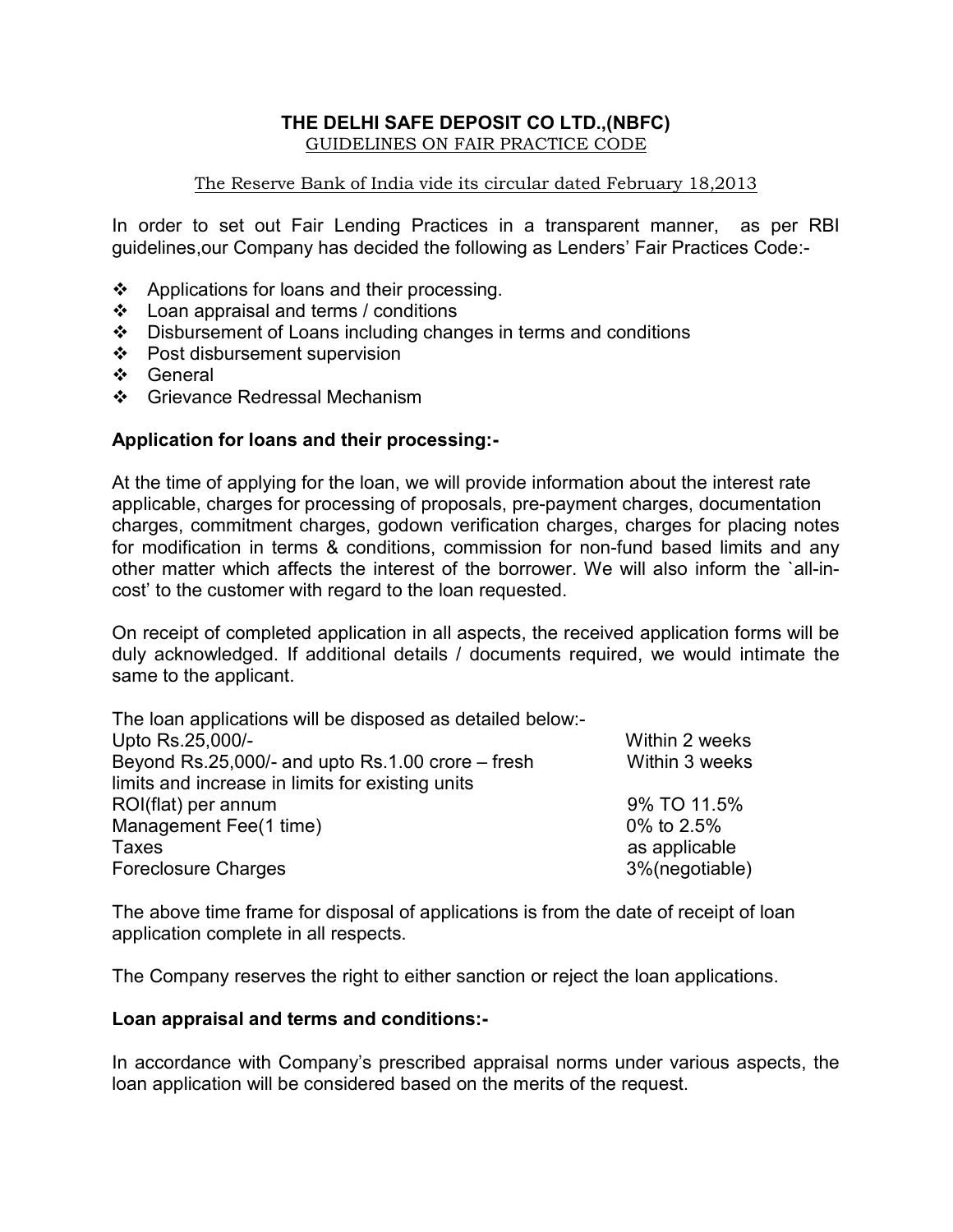# THE DELHI SAFE DEPOSIT CO LTD.,(NBFC)

GUIDELINES ON FAIR PRACTICE CODE

The Reserve Bank of India vide its circular dated February 18,2013

In order to set out Fair Lending Practices in a transparent manner, as per RBI guidelines,our Company has decided the following as Lenders' Fair Practices Code:-

- Applications for loans and their processing.
- Loan appraisal and terms / conditions
- Disbursement of Loans including changes in terms and conditions
- Post disbursement supervision
- General
- Grievance Redressal Mechanism

**Application for loans and their processing:-**

At the time of applying for the loan, we will provide information about the interest rate applicable, charges for processing of proposals, pre-payment charges, documentation charges, commitment charges, godown verification charges, charges for placing notes for modification in terms & conditions, commission for non-fund based limits and any other matter which affects the interest of the borrower. We will also inform the `all-in-cost' to the customer with regard to the loan requested.

On receipt of completed application in all aspects, the received application forms will be duly acknowledged. If additional details / documents required, we would intimate the same to the applicant.

The loan applications will be disposed as detailed below:-

| | |
|---|---|
| Upto Rs.25,000/- | Within 2 weeks |
| Beyond Rs.25,000/- and upto Rs.1.00 crore – fresh limits and increase in limits for existing units | Within 3 weeks |
| ROI(flat) per annum | 9% TO 11.5% |
| Management Fee(1 time) | 0% to 2.5% |
| Taxes | as applicable |
| Foreclosure Charges | 3%(negotiable) |

The above time frame for disposal of applications is from the date of receipt of loan application complete in all respects.

The Company reserves the right to either sanction or reject the loan applications.

**Loan appraisal and terms and conditions:-**

In accordance with Company's prescribed appraisal norms under various aspects, the loan application will be considered based on the merits of the request.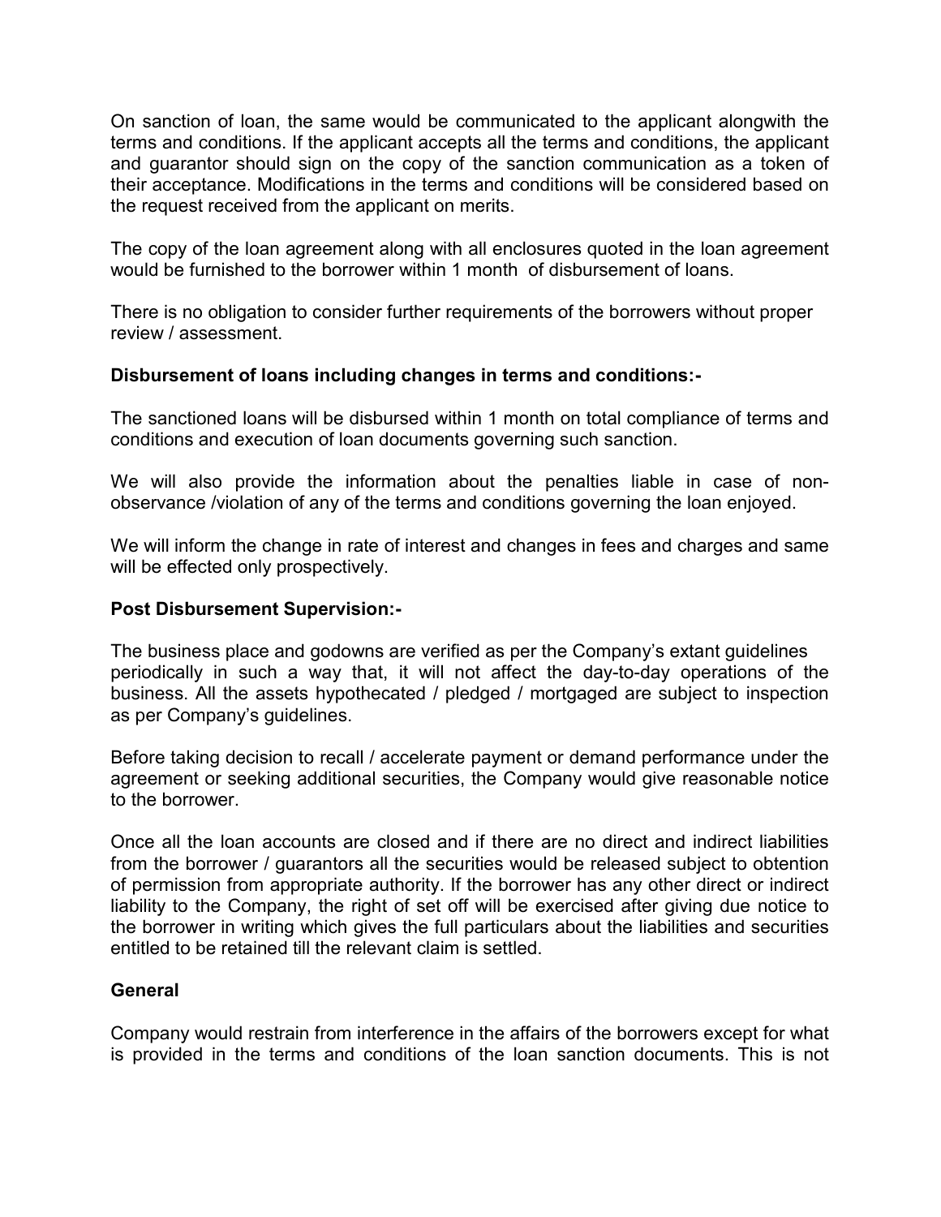On sanction of loan, the same would be communicated to the applicant alongwith the terms and conditions. If the applicant accepts all the terms and conditions, the applicant and guarantor should sign on the copy of the sanction communication as a token of their acceptance. Modifications in the terms and conditions will be considered based on the request received from the applicant on merits.

The copy of the loan agreement along with all enclosures quoted in the loan agreement would be furnished to the borrower within 1 month of disbursement of loans.

There is no obligation to consider further requirements of the borrowers without proper review / assessment.

**Disbursement of loans including changes in terms and conditions:-**

The sanctioned loans will be disbursed within 1 month on total compliance of terms and conditions and execution of loan documents governing such sanction.

We will also provide the information about the penalties liable in case of non-observance /violation of any of the terms and conditions governing the loan enjoyed.

We will inform the change in rate of interest and changes in fees and charges and same will be effected only prospectively.

**Post Disbursement Supervision:-**

The business place and godowns are verified as per the Company's extant guidelines periodically in such a way that, it will not affect the day-to-day operations of the business. All the assets hypothecated / pledged / mortgaged are subject to inspection as per Company's guidelines.

Before taking decision to recall / accelerate payment or demand performance under the agreement or seeking additional securities, the Company would give reasonable notice to the borrower.

Once all the loan accounts are closed and if there are no direct and indirect liabilities from the borrower / guarantors all the securities would be released subject to obtention of permission from appropriate authority. If the borrower has any other direct or indirect liability to the Company, the right of set off will be exercised after giving due notice to the borrower in writing which gives the full particulars about the liabilities and securities entitled to be retained till the relevant claim is settled.

**General**

Company would restrain from interference in the affairs of the borrowers except for what is provided in the terms and conditions of the loan sanction documents. This is not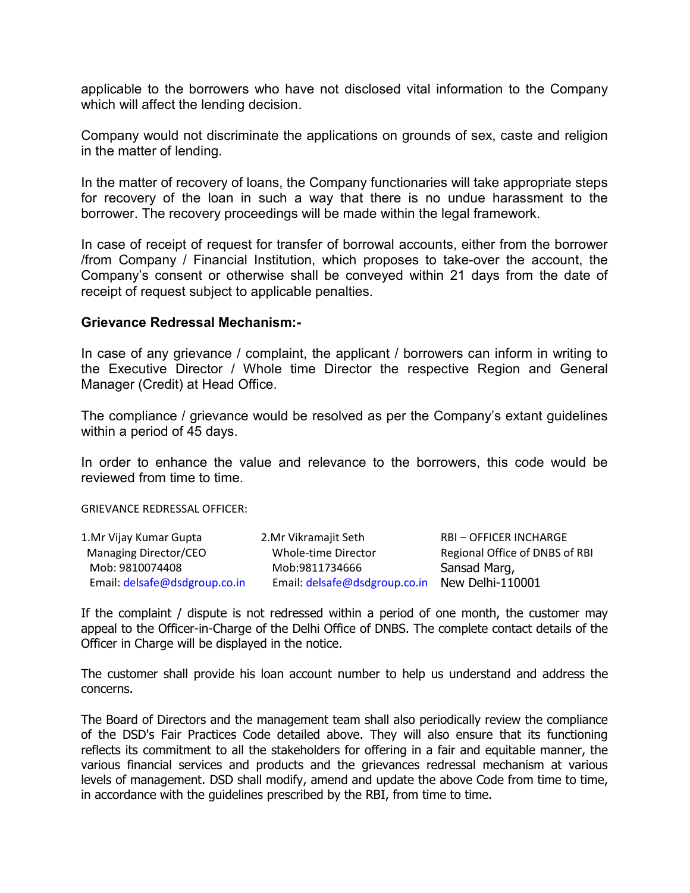applicable to the borrowers who have not disclosed vital information to the Company which will affect the lending decision.

Company would not discriminate the applications on grounds of sex, caste and religion in the matter of lending.

In the matter of recovery of loans, the Company functionaries will take appropriate steps for recovery of the loan in such a way that there is no undue harassment to the borrower. The recovery proceedings will be made within the legal framework.

In case of receipt of request for transfer of borrowal accounts, either from the borrower /from Company / Financial Institution, which proposes to take-over the account, the Company's consent or otherwise shall be conveyed within 21 days from the date of receipt of request subject to applicable penalties.

**Grievance Redressal Mechanism:-**

In case of any grievance / complaint, the applicant / borrowers can inform in writing to the Executive Director / Whole time Director the respective Region and General Manager (Credit) at Head Office.

The compliance / grievance would be resolved as per the Company's extant guidelines within a period of 45 days.

In order to enhance the value and relevance to the borrowers, this code would be reviewed from time to time.

GRIEVANCE REDRESSAL OFFICER:

| 1.Mr Vijay Kumar Gupta | 2.Mr Vikramajit Seth | RBI – OFFICER INCHARGE |
|---|---|---|
| Managing Director/CEO | Whole-time Director | Regional Office of DNBS of RBI |
| Mob: 9810074408 | Mob:9811734666 | Sansad Marg, |
| Email: delsafe@dsdgroup.co.in | Email: delsafe@dsdgroup.co.in | New Delhi-110001 |

If the complaint / dispute is not redressed within a period of one month, the customer may appeal to the Officer-in-Charge of the Delhi Office of DNBS. The complete contact details of the Officer in Charge will be displayed in the notice.

The customer shall provide his loan account number to help us understand and address the concerns.

The Board of Directors and the management team shall also periodically review the compliance of the DSD's Fair Practices Code detailed above. They will also ensure that its functioning reflects its commitment to all the stakeholders for offering in a fair and equitable manner, the various financial services and products and the grievances redressal mechanism at various levels of management. DSD shall modify, amend and update the above Code from time to time, in accordance with the guidelines prescribed by the RBI, from time to time.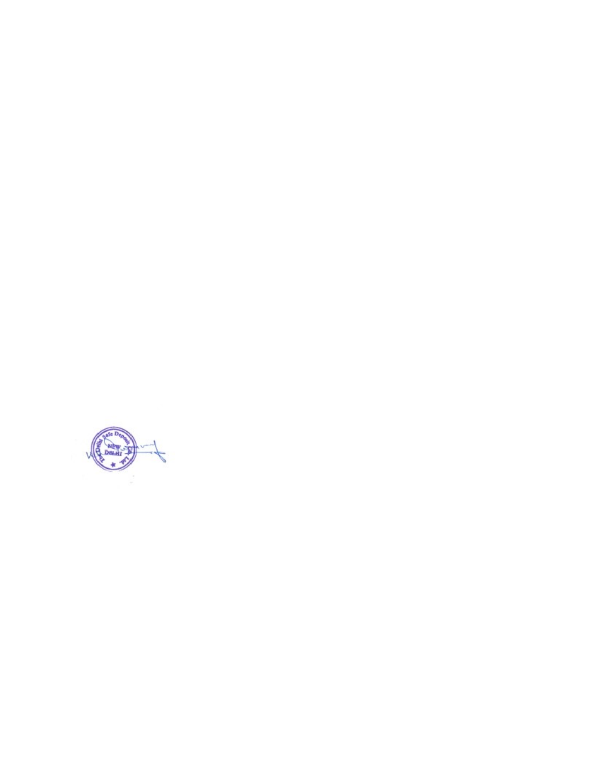The Delhi Safe Deposit Co. Ltd.

NEW DELHI